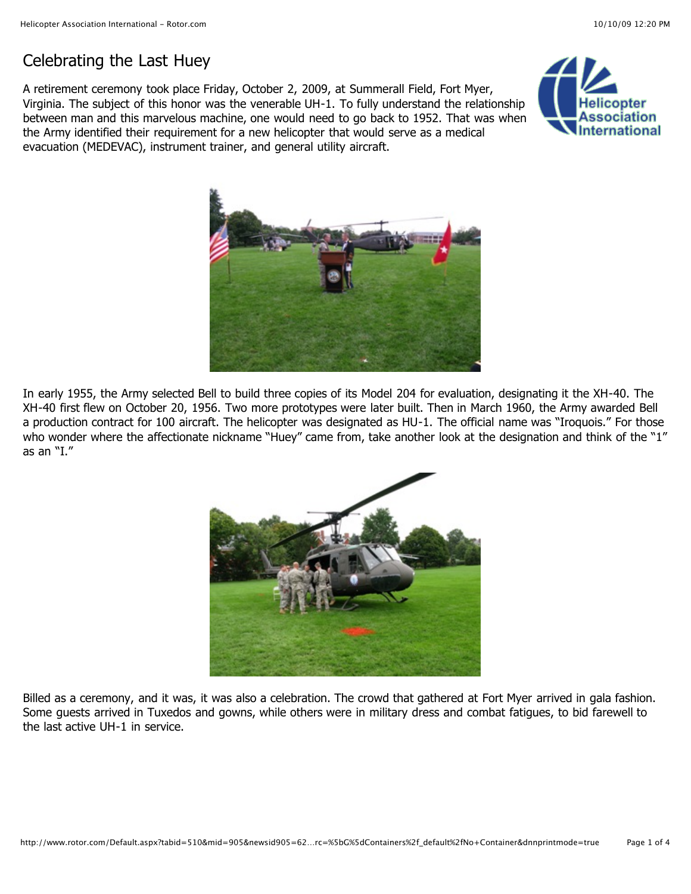# Celebrating the Last Huey

A retirement ceremony took place Friday, October 2, 2009, at Summerall Field, Fort Myer, Virginia. The subject of this honor was the venerable UH-1. To fully understand the relationship between man and this marvelous machine, one would need to go back to 1952. That was when the Army identified their requirement for a new helicopter that would serve as a medical evacuation (MEDEVAC), instrument trainer, and general utility aircraft.

In early 1955, the Army selected Bell to build three copies of its Model 204 for evaluation, designating it the XH-40. The XH-40 first flew on October 20, 1956. Two more prototypes were later built. Then in March 1960, the Army awarded Bell a production contract for 100 aircraft. The helicopter was designated as HU-1. The official name was "Iroquois." For those who wonder where the affectionate nickname "Huey" came from, take another look at the designation and think of the "1" as an "I."

Billed as a ceremony, and it was, it was also a celebration. The crowd that gathered at Fort Myer arrived in gala fashion. Some guests arrived in Tuxedos and gowns, while others were in military dress and combat fatigues, to bid farewell to the last active UH-1 in service.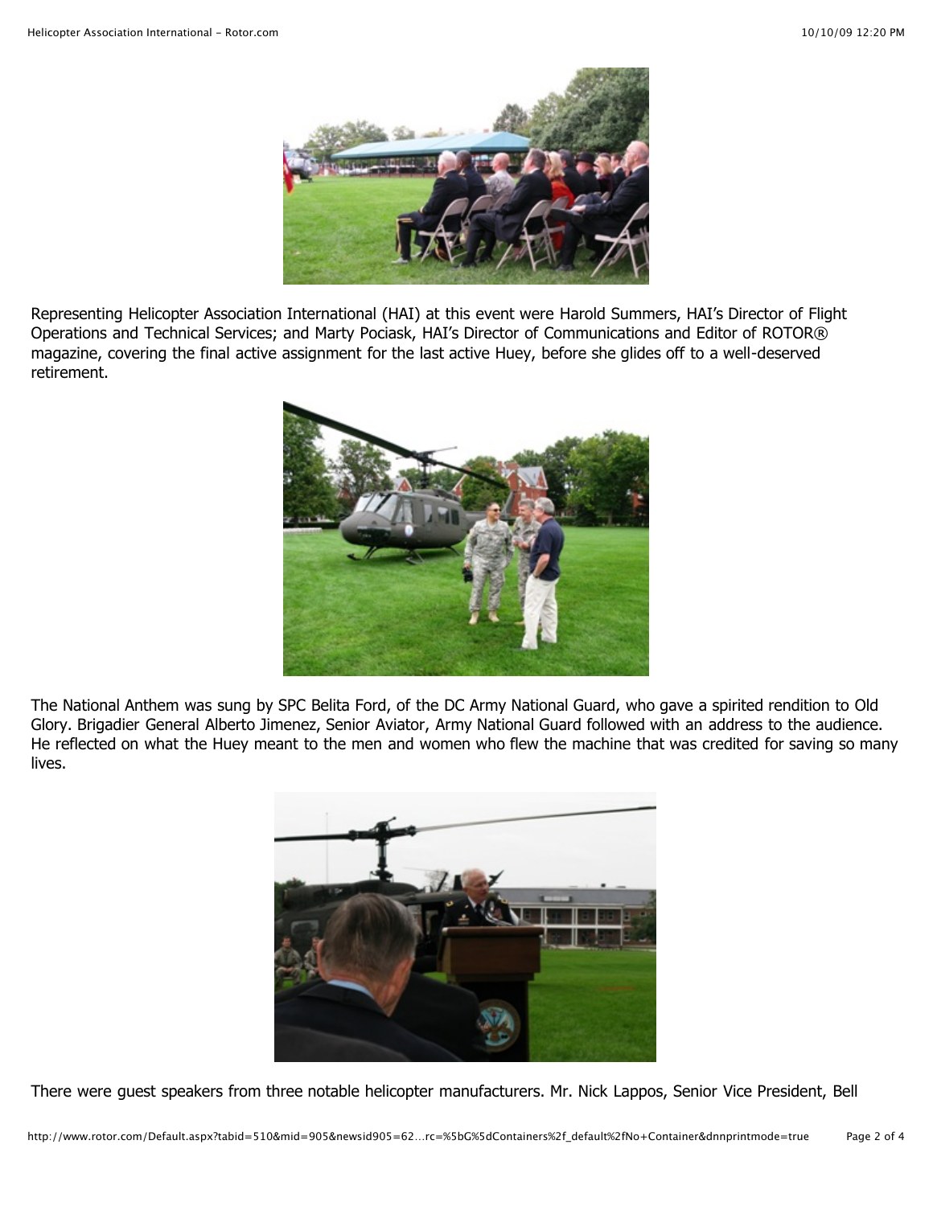Representing Helicopter Association International (HAI) at this event were Harold Summers, HAI's Director of Flight Operations and Technical Services; and Marty Pociask, HAI's Director of Communications and Editor of ROTOR® magazine, covering the final active assignment for the last active Huey, before she glides off to a well-deserved retirement.

The National Anthem was sung by SPC Belita Ford, of the DC Army National Guard, who gave a spirited rendition to Old Glory. Brigadier General Alberto Jimenez, Senior Aviator, Army National Guard followed with an address to the audience. He reflected on what the Huey meant to the men and women who flew the machine that was credited for saving so many lives.

There were guest speakers from three notable helicopter manufacturers. Mr. Nick Lappos, Senior Vice President, Bell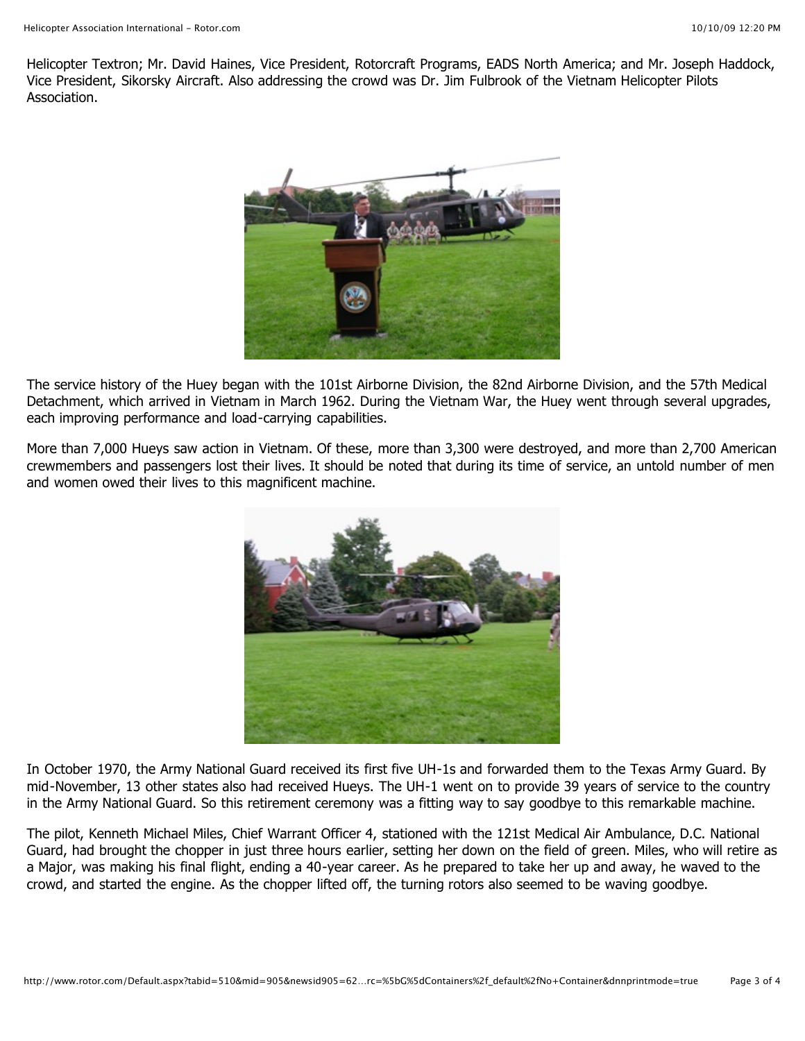Helicopter Textron; Mr. David Haines, Vice President, Rotorcraft Programs, EADS North America; and Mr. Joseph Haddock, Vice President, Sikorsky Aircraft. Also addressing the crowd was Dr. Jim Fulbrook of the Vietnam Helicopter Pilots Association.

The service history of the Huey began with the 101st Airborne Division, the 82nd Airborne Division, and the 57th Medical Detachment, which arrived in Vietnam in March 1962. During the Vietnam War, the Huey went through several upgrades, each improving performance and load-carrying capabilities.

More than 7,000 Hueys saw action in Vietnam. Of these, more than 3,300 were destroyed, and more than 2,700 American crewmembers and passengers lost their lives. It should be noted that during its time of service, an untold number of men and women owed their lives to this magnificent machine.

In October 1970, the Army National Guard received its first five UH-1s and forwarded them to the Texas Army Guard. By mid-November, 13 other states also had received Hueys. The UH-1 went on to provide 39 years of service to the country in the Army National Guard. So this retirement ceremony was a fitting way to say goodbye to this remarkable machine.

The pilot, Kenneth Michael Miles, Chief Warrant Officer 4, stationed with the 121st Medical Air Ambulance, D.C. National Guard, had brought the chopper in just three hours earlier, setting her down on the field of green. Miles, who will retire as a Major, was making his final flight, ending a 40-year career. As he prepared to take her up and away, he waved to the crowd, and started the engine. As the chopper lifted off, the turning rotors also seemed to be waving goodbye.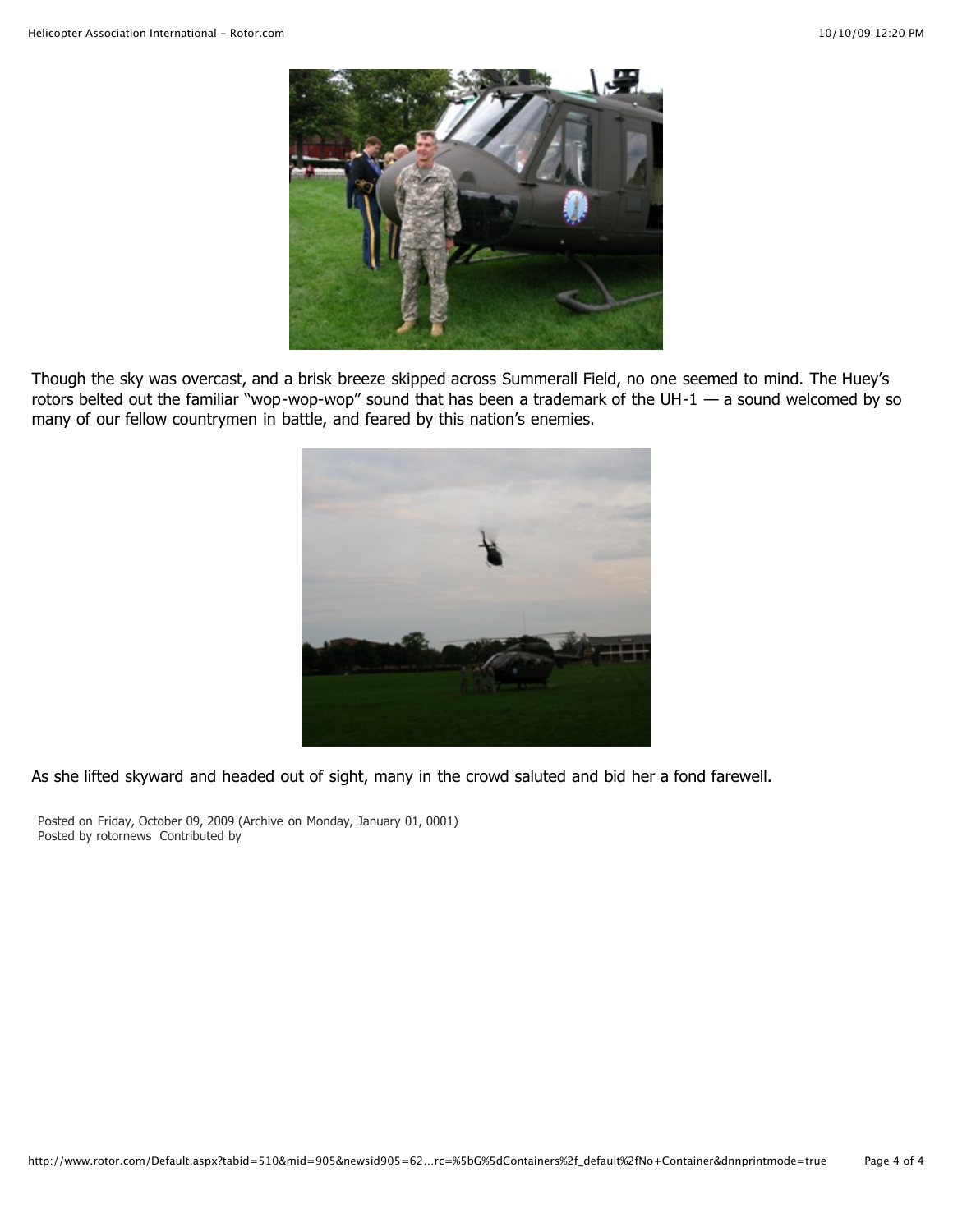Though the sky was overcast, and a brisk breeze skipped across Summerall Field, no one seemed to mind. The Huey's rotors belted out the familiar "wop-wop-wop" sound that has been a trademark of the UH-1 — a sound welcomed by so many of our fellow countrymen in battle, and feared by this nation's enemies.

As she lifted skyward and headed out of sight, many in the crowd saluted and bid her a fond farewell.

Posted on Friday, October 09, 2009 (Archive on Monday, January 01, 0001)
Posted by rotornews Contributed by